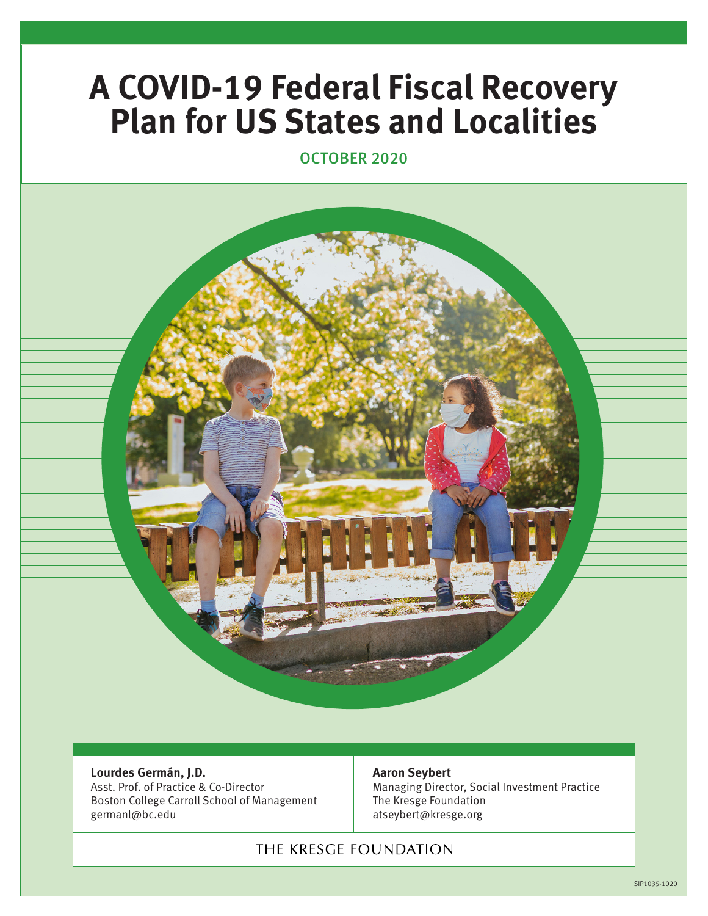# A COVID-19 Federal Fiscal Recovery Plan for US States and Localities

OCTOBER 2020

**Lourdes Germán, J.D.**
Asst. Prof. of Practice & Co-Director
Boston College Carroll School of Management
germanl@bc.edu

**Aaron Seybert**
Managing Director, Social Investment Practice
The Kresge Foundation
atseybert@kresge.org

THE KRESGE FOUNDATION

SIP1035-1020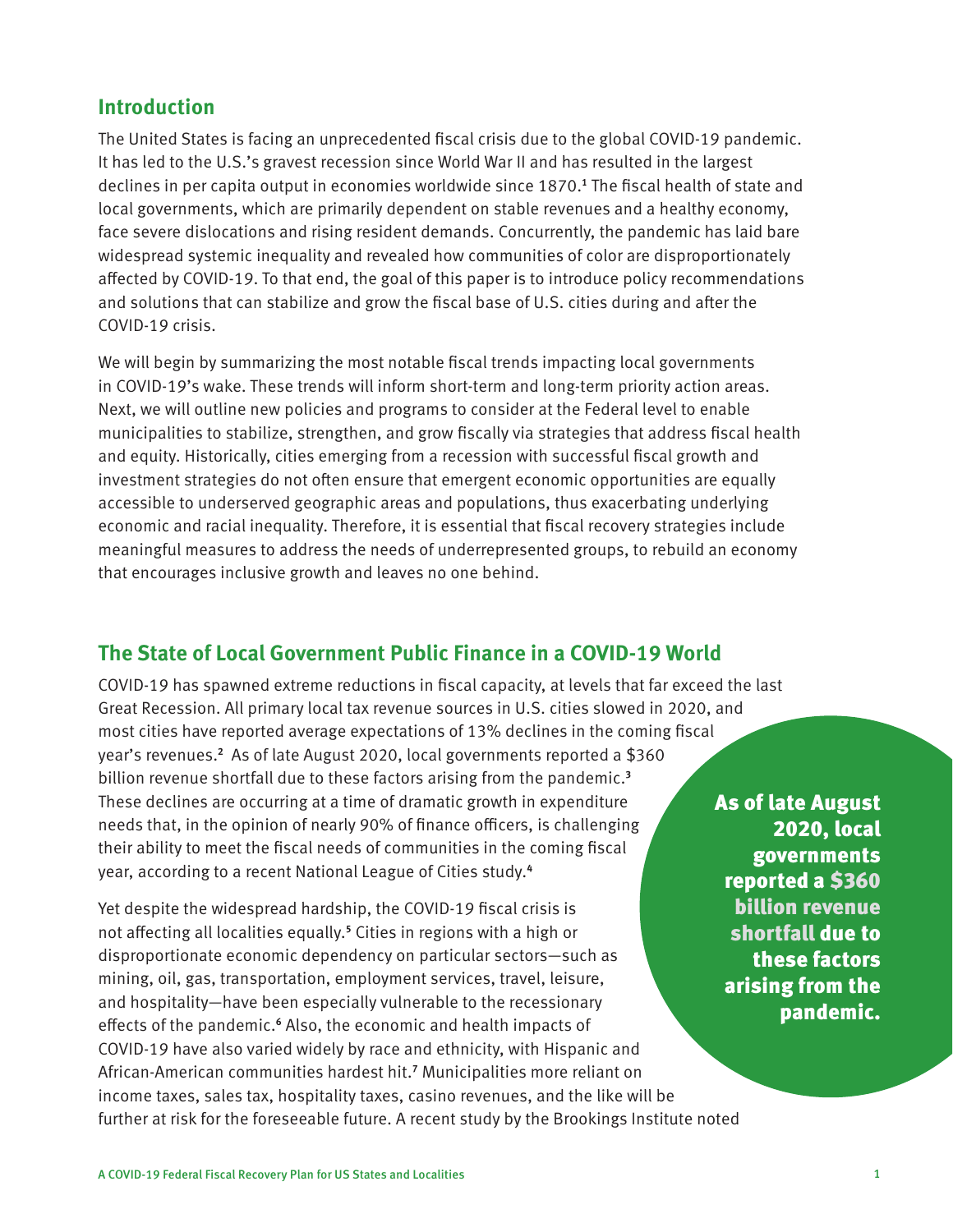## Introduction

The United States is facing an unprecedented fiscal crisis due to the global COVID-19 pandemic. It has led to the U.S.'s gravest recession since World War II and has resulted in the largest declines in per capita output in economies worldwide since 1870.[1] The fiscal health of state and local governments, which are primarily dependent on stable revenues and a healthy economy, face severe dislocations and rising resident demands. Concurrently, the pandemic has laid bare widespread systemic inequality and revealed how communities of color are disproportionately affected by COVID-19. To that end, the goal of this paper is to introduce policy recommendations and solutions that can stabilize and grow the fiscal base of U.S. cities during and after the COVID-19 crisis.

We will begin by summarizing the most notable fiscal trends impacting local governments in COVID-19's wake. These trends will inform short-term and long-term priority action areas. Next, we will outline new policies and programs to consider at the Federal level to enable municipalities to stabilize, strengthen, and grow fiscally via strategies that address fiscal health and equity. Historically, cities emerging from a recession with successful fiscal growth and investment strategies do not often ensure that emergent economic opportunities are equally accessible to underserved geographic areas and populations, thus exacerbating underlying economic and racial inequality. Therefore, it is essential that fiscal recovery strategies include meaningful measures to address the needs of underrepresented groups, to rebuild an economy that encourages inclusive growth and leaves no one behind.

## The State of Local Government Public Finance in a COVID-19 World

COVID-19 has spawned extreme reductions in fiscal capacity, at levels that far exceed the last Great Recession. All primary local tax revenue sources in U.S. cities slowed in 2020, and most cities have reported average expectations of 13% declines in the coming fiscal year's revenues.[2] As of late August 2020, local governments reported a $360 billion revenue shortfall due to these factors arising from the pandemic.[3] These declines are occurring at a time of dramatic growth in expenditure needs that, in the opinion of nearly 90% of finance officers, is challenging their ability to meet the fiscal needs of communities in the coming fiscal year, according to a recent National League of Cities study.[4]

**As of late August 2020, local governments reported a $360 billion revenue shortfall due to these factors arising from the pandemic.**

Yet despite the widespread hardship, the COVID-19 fiscal crisis is not affecting all localities equally.[5] Cities in regions with a high or disproportionate economic dependency on particular sectors—such as mining, oil, gas, transportation, employment services, travel, leisure, and hospitality—have been especially vulnerable to the recessionary effects of the pandemic.[6] Also, the economic and health impacts of COVID-19 have also varied widely by race and ethnicity, with Hispanic and African-American communities hardest hit.[7] Municipalities more reliant on income taxes, sales tax, hospitality taxes, casino revenues, and the like will be further at risk for the foreseeable future. A recent study by the Brookings Institute noted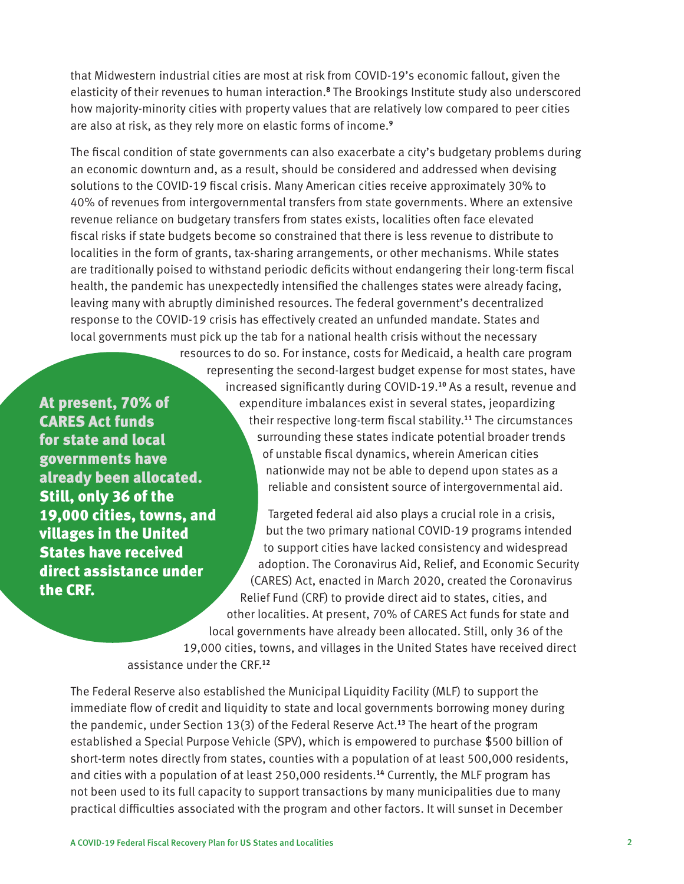that Midwestern industrial cities are most at risk from COVID-19's economic fallout, given the elasticity of their revenues to human interaction.[8] The Brookings Institute study also underscored how majority-minority cities with property values that are relatively low compared to peer cities are also at risk, as they rely more on elastic forms of income.[9]

The fiscal condition of state governments can also exacerbate a city's budgetary problems during an economic downturn and, as a result, should be considered and addressed when devising solutions to the COVID-19 fiscal crisis. Many American cities receive approximately 30% to 40% of revenues from intergovernmental transfers from state governments. Where an extensive revenue reliance on budgetary transfers from states exists, localities often face elevated fiscal risks if state budgets become so constrained that there is less revenue to distribute to localities in the form of grants, tax-sharing arrangements, or other mechanisms. While states are traditionally poised to withstand periodic deficits without endangering their long-term fiscal health, the pandemic has unexpectedly intensified the challenges states were already facing, leaving many with abruptly diminished resources. The federal government's decentralized response to the COVID-19 crisis has effectively created an unfunded mandate. States and local governments must pick up the tab for a national health crisis without the necessary resources to do so. For instance, costs for Medicaid, a health care program representing the second-largest budget expense for most states, have increased significantly during COVID-19.[10] As a result, revenue and expenditure imbalances exist in several states, jeopardizing their respective long-term fiscal stability.[11] The circumstances surrounding these states indicate potential broader trends of unstable fiscal dynamics, wherein American cities nationwide may not be able to depend upon states as a reliable and consistent source of intergovernmental aid.

**At present, 70% of CARES Act funds for state and local governments have already been allocated. Still, only 36 of the 19,000 cities, towns, and villages in the United States have received direct assistance under the CRF.**

Targeted federal aid also plays a crucial role in a crisis, but the two primary national COVID-19 programs intended to support cities have lacked consistency and widespread adoption. The Coronavirus Aid, Relief, and Economic Security (CARES) Act, enacted in March 2020, created the Coronavirus Relief Fund (CRF) to provide direct aid to states, cities, and other localities. At present, 70% of CARES Act funds for state and local governments have already been allocated. Still, only 36 of the 19,000 cities, towns, and villages in the United States have received direct assistance under the CRF.[12]

The Federal Reserve also established the Municipal Liquidity Facility (MLF) to support the immediate flow of credit and liquidity to state and local governments borrowing money during the pandemic, under Section 13(3) of the Federal Reserve Act.[13] The heart of the program established a Special Purpose Vehicle (SPV), which is empowered to purchase $500 billion of short-term notes directly from states, counties with a population of at least 500,000 residents, and cities with a population of at least 250,000 residents.[14] Currently, the MLF program has not been used to its full capacity to support transactions by many municipalities due to many practical difficulties associated with the program and other factors. It will sunset in December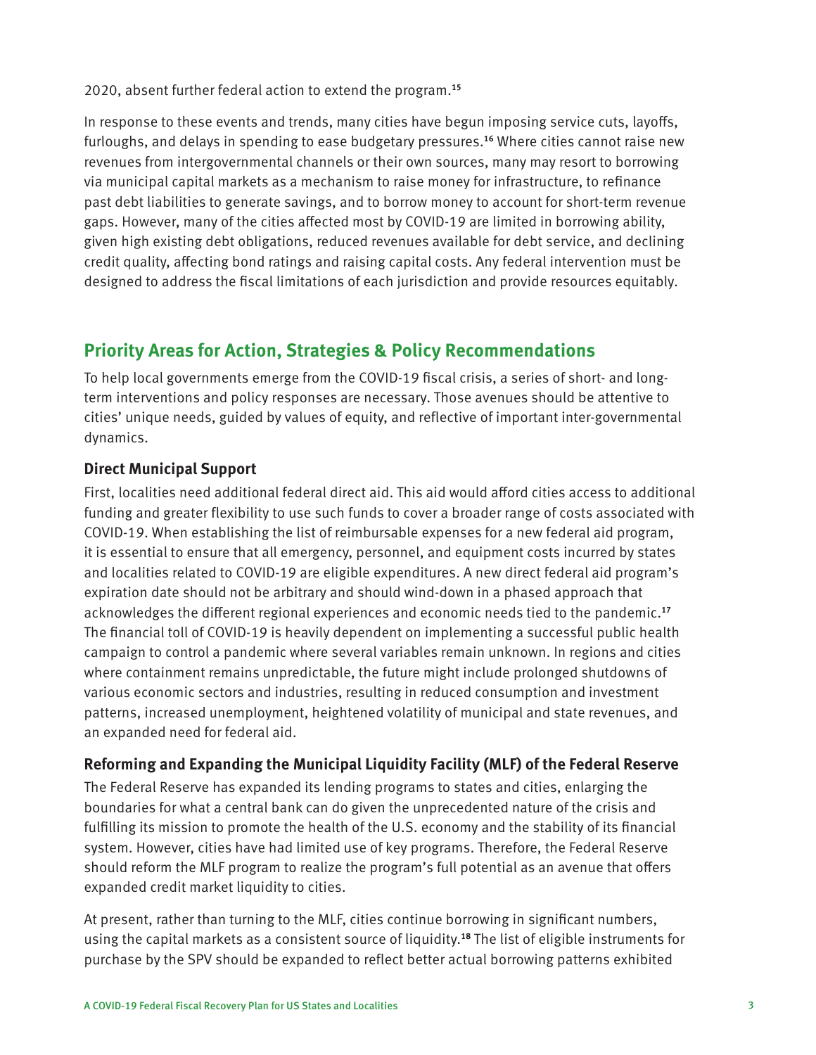2020, absent further federal action to extend the program.[15]

In response to these events and trends, many cities have begun imposing service cuts, layoffs, furloughs, and delays in spending to ease budgetary pressures.[16] Where cities cannot raise new revenues from intergovernmental channels or their own sources, many may resort to borrowing via municipal capital markets as a mechanism to raise money for infrastructure, to refinance past debt liabilities to generate savings, and to borrow money to account for short-term revenue gaps. However, many of the cities affected most by COVID-19 are limited in borrowing ability, given high existing debt obligations, reduced revenues available for debt service, and declining credit quality, affecting bond ratings and raising capital costs. Any federal intervention must be designed to address the fiscal limitations of each jurisdiction and provide resources equitably.

## Priority Areas for Action, Strategies & Policy Recommendations

To help local governments emerge from the COVID-19 fiscal crisis, a series of short- and long-term interventions and policy responses are necessary. Those avenues should be attentive to cities' unique needs, guided by values of equity, and reflective of important inter-governmental dynamics.

### Direct Municipal Support

First, localities need additional federal direct aid. This aid would afford cities access to additional funding and greater flexibility to use such funds to cover a broader range of costs associated with COVID-19. When establishing the list of reimbursable expenses for a new federal aid program, it is essential to ensure that all emergency, personnel, and equipment costs incurred by states and localities related to COVID-19 are eligible expenditures. A new direct federal aid program's expiration date should not be arbitrary and should wind-down in a phased approach that acknowledges the different regional experiences and economic needs tied to the pandemic.[17] The financial toll of COVID-19 is heavily dependent on implementing a successful public health campaign to control a pandemic where several variables remain unknown. In regions and cities where containment remains unpredictable, the future might include prolonged shutdowns of various economic sectors and industries, resulting in reduced consumption and investment patterns, increased unemployment, heightened volatility of municipal and state revenues, and an expanded need for federal aid.

### Reforming and Expanding the Municipal Liquidity Facility (MLF) of the Federal Reserve

The Federal Reserve has expanded its lending programs to states and cities, enlarging the boundaries for what a central bank can do given the unprecedented nature of the crisis and fulfilling its mission to promote the health of the U.S. economy and the stability of its financial system. However, cities have had limited use of key programs. Therefore, the Federal Reserve should reform the MLF program to realize the program's full potential as an avenue that offers expanded credit market liquidity to cities.

At present, rather than turning to the MLF, cities continue borrowing in significant numbers, using the capital markets as a consistent source of liquidity.[18] The list of eligible instruments for purchase by the SPV should be expanded to reflect better actual borrowing patterns exhibited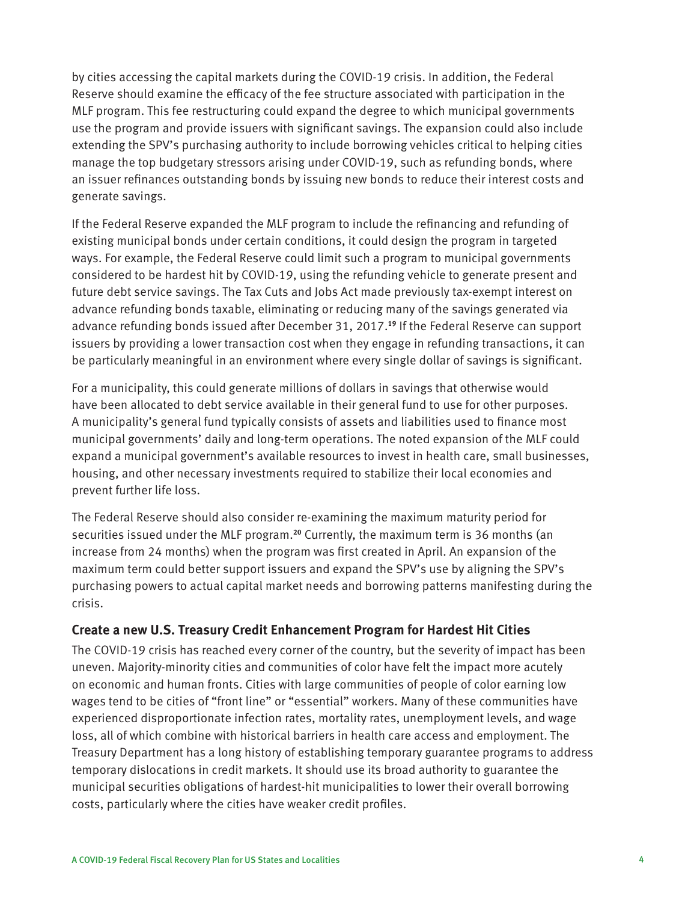by cities accessing the capital markets during the COVID-19 crisis. In addition, the Federal Reserve should examine the efficacy of the fee structure associated with participation in the MLF program. This fee restructuring could expand the degree to which municipal governments use the program and provide issuers with significant savings. The expansion could also include extending the SPV's purchasing authority to include borrowing vehicles critical to helping cities manage the top budgetary stressors arising under COVID-19, such as refunding bonds, where an issuer refinances outstanding bonds by issuing new bonds to reduce their interest costs and generate savings.

If the Federal Reserve expanded the MLF program to include the refinancing and refunding of existing municipal bonds under certain conditions, it could design the program in targeted ways. For example, the Federal Reserve could limit such a program to municipal governments considered to be hardest hit by COVID-19, using the refunding vehicle to generate present and future debt service savings. The Tax Cuts and Jobs Act made previously tax-exempt interest on advance refunding bonds taxable, eliminating or reducing many of the savings generated via advance refunding bonds issued after December 31, 2017.[19] If the Federal Reserve can support issuers by providing a lower transaction cost when they engage in refunding transactions, it can be particularly meaningful in an environment where every single dollar of savings is significant.

For a municipality, this could generate millions of dollars in savings that otherwise would have been allocated to debt service available in their general fund to use for other purposes. A municipality's general fund typically consists of assets and liabilities used to finance most municipal governments' daily and long-term operations. The noted expansion of the MLF could expand a municipal government's available resources to invest in health care, small businesses, housing, and other necessary investments required to stabilize their local economies and prevent further life loss.

The Federal Reserve should also consider re-examining the maximum maturity period for securities issued under the MLF program.[20] Currently, the maximum term is 36 months (an increase from 24 months) when the program was first created in April. An expansion of the maximum term could better support issuers and expand the SPV's use by aligning the SPV's purchasing powers to actual capital market needs and borrowing patterns manifesting during the crisis.

### Create a new U.S. Treasury Credit Enhancement Program for Hardest Hit Cities

The COVID-19 crisis has reached every corner of the country, but the severity of impact has been uneven. Majority-minority cities and communities of color have felt the impact more acutely on economic and human fronts. Cities with large communities of people of color earning low wages tend to be cities of "front line" or "essential" workers. Many of these communities have experienced disproportionate infection rates, mortality rates, unemployment levels, and wage loss, all of which combine with historical barriers in health care access and employment. The Treasury Department has a long history of establishing temporary guarantee programs to address temporary dislocations in credit markets. It should use its broad authority to guarantee the municipal securities obligations of hardest-hit municipalities to lower their overall borrowing costs, particularly where the cities have weaker credit profiles.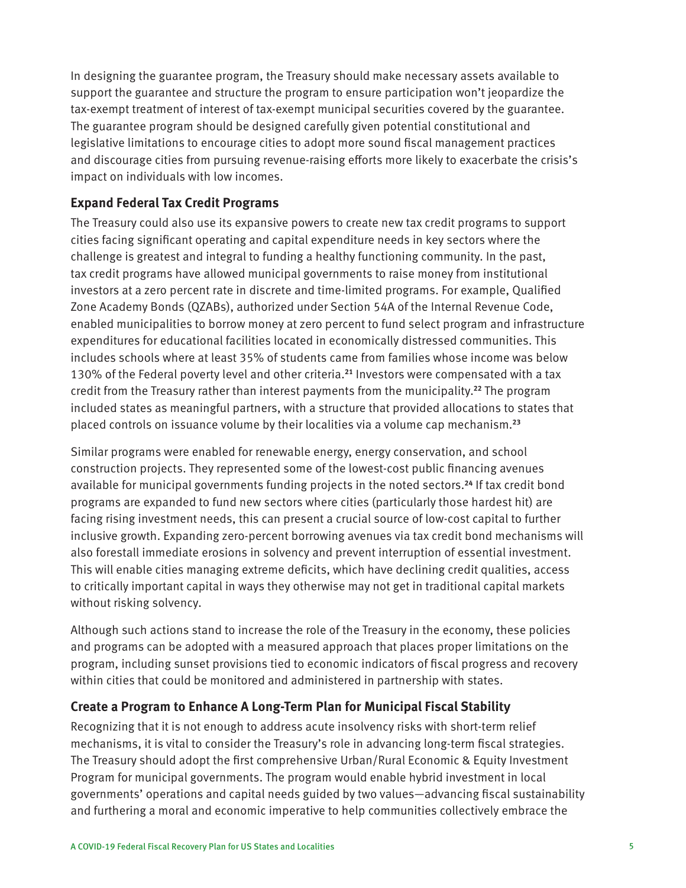In designing the guarantee program, the Treasury should make necessary assets available to support the guarantee and structure the program to ensure participation won't jeopardize the tax-exempt treatment of interest of tax-exempt municipal securities covered by the guarantee. The guarantee program should be designed carefully given potential constitutional and legislative limitations to encourage cities to adopt more sound fiscal management practices and discourage cities from pursuing revenue-raising efforts more likely to exacerbate the crisis's impact on individuals with low incomes.

### Expand Federal Tax Credit Programs

The Treasury could also use its expansive powers to create new tax credit programs to support cities facing significant operating and capital expenditure needs in key sectors where the challenge is greatest and integral to funding a healthy functioning community. In the past, tax credit programs have allowed municipal governments to raise money from institutional investors at a zero percent rate in discrete and time-limited programs. For example, Qualified Zone Academy Bonds (QZABs), authorized under Section 54A of the Internal Revenue Code, enabled municipalities to borrow money at zero percent to fund select program and infrastructure expenditures for educational facilities located in economically distressed communities. This includes schools where at least 35% of students came from families whose income was below 130% of the Federal poverty level and other criteria.[21] Investors were compensated with a tax credit from the Treasury rather than interest payments from the municipality.[22] The program included states as meaningful partners, with a structure that provided allocations to states that placed controls on issuance volume by their localities via a volume cap mechanism.[23]

Similar programs were enabled for renewable energy, energy conservation, and school construction projects. They represented some of the lowest-cost public financing avenues available for municipal governments funding projects in the noted sectors.[24] If tax credit bond programs are expanded to fund new sectors where cities (particularly those hardest hit) are facing rising investment needs, this can present a crucial source of low-cost capital to further inclusive growth. Expanding zero-percent borrowing avenues via tax credit bond mechanisms will also forestall immediate erosions in solvency and prevent interruption of essential investment. This will enable cities managing extreme deficits, which have declining credit qualities, access to critically important capital in ways they otherwise may not get in traditional capital markets without risking solvency.

Although such actions stand to increase the role of the Treasury in the economy, these policies and programs can be adopted with a measured approach that places proper limitations on the program, including sunset provisions tied to economic indicators of fiscal progress and recovery within cities that could be monitored and administered in partnership with states.

### Create a Program to Enhance A Long-Term Plan for Municipal Fiscal Stability

Recognizing that it is not enough to address acute insolvency risks with short-term relief mechanisms, it is vital to consider the Treasury's role in advancing long-term fiscal strategies. The Treasury should adopt the first comprehensive Urban/Rural Economic & Equity Investment Program for municipal governments. The program would enable hybrid investment in local governments' operations and capital needs guided by two values—advancing fiscal sustainability and furthering a moral and economic imperative to help communities collectively embrace the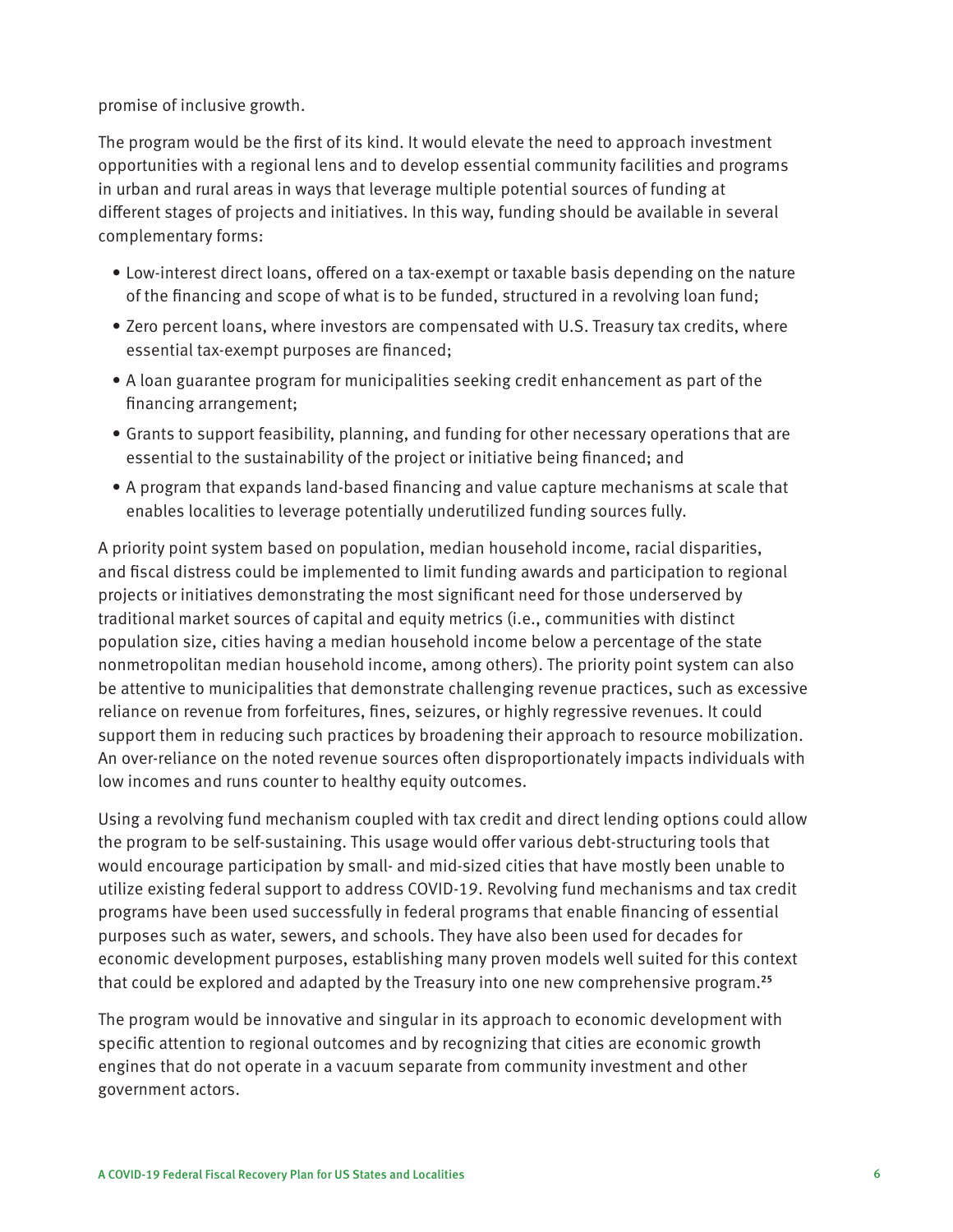promise of inclusive growth.

The program would be the first of its kind. It would elevate the need to approach investment opportunities with a regional lens and to develop essential community facilities and programs in urban and rural areas in ways that leverage multiple potential sources of funding at different stages of projects and initiatives. In this way, funding should be available in several complementary forms:

- Low-interest direct loans, offered on a tax-exempt or taxable basis depending on the nature of the financing and scope of what is to be funded, structured in a revolving loan fund;
- Zero percent loans, where investors are compensated with U.S. Treasury tax credits, where essential tax-exempt purposes are financed;
- A loan guarantee program for municipalities seeking credit enhancement as part of the financing arrangement;
- Grants to support feasibility, planning, and funding for other necessary operations that are essential to the sustainability of the project or initiative being financed; and
- A program that expands land-based financing and value capture mechanisms at scale that enables localities to leverage potentially underutilized funding sources fully.

A priority point system based on population, median household income, racial disparities, and fiscal distress could be implemented to limit funding awards and participation to regional projects or initiatives demonstrating the most significant need for those underserved by traditional market sources of capital and equity metrics (i.e., communities with distinct population size, cities having a median household income below a percentage of the state nonmetropolitan median household income, among others). The priority point system can also be attentive to municipalities that demonstrate challenging revenue practices, such as excessive reliance on revenue from forfeitures, fines, seizures, or highly regressive revenues. It could support them in reducing such practices by broadening their approach to resource mobilization. An over-reliance on the noted revenue sources often disproportionately impacts individuals with low incomes and runs counter to healthy equity outcomes.

Using a revolving fund mechanism coupled with tax credit and direct lending options could allow the program to be self-sustaining. This usage would offer various debt-structuring tools that would encourage participation by small- and mid-sized cities that have mostly been unable to utilize existing federal support to address COVID-19. Revolving fund mechanisms and tax credit programs have been used successfully in federal programs that enable financing of essential purposes such as water, sewers, and schools. They have also been used for decades for economic development purposes, establishing many proven models well suited for this context that could be explored and adapted by the Treasury into one new comprehensive program.[25]

The program would be innovative and singular in its approach to economic development with specific attention to regional outcomes and by recognizing that cities are economic growth engines that do not operate in a vacuum separate from community investment and other government actors.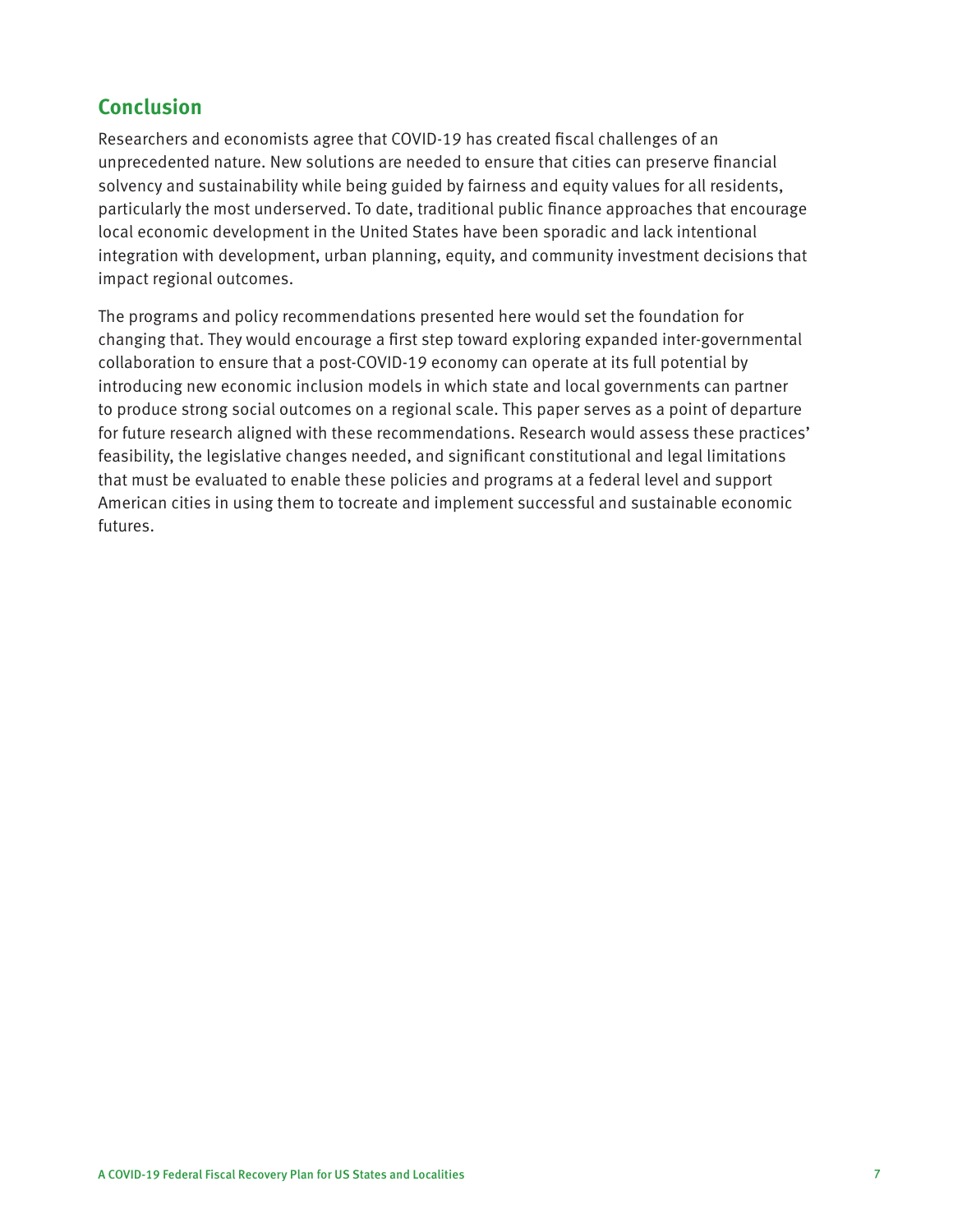## Conclusion

Researchers and economists agree that COVID-19 has created fiscal challenges of an unprecedented nature. New solutions are needed to ensure that cities can preserve financial solvency and sustainability while being guided by fairness and equity values for all residents, particularly the most underserved. To date, traditional public finance approaches that encourage local economic development in the United States have been sporadic and lack intentional integration with development, urban planning, equity, and community investment decisions that impact regional outcomes.

The programs and policy recommendations presented here would set the foundation for changing that. They would encourage a first step toward exploring expanded inter-governmental collaboration to ensure that a post-COVID-19 economy can operate at its full potential by introducing new economic inclusion models in which state and local governments can partner to produce strong social outcomes on a regional scale. This paper serves as a point of departure for future research aligned with these recommendations. Research would assess these practices' feasibility, the legislative changes needed, and significant constitutional and legal limitations that must be evaluated to enable these policies and programs at a federal level and support American cities in using them to tocreate and implement successful and sustainable economic futures.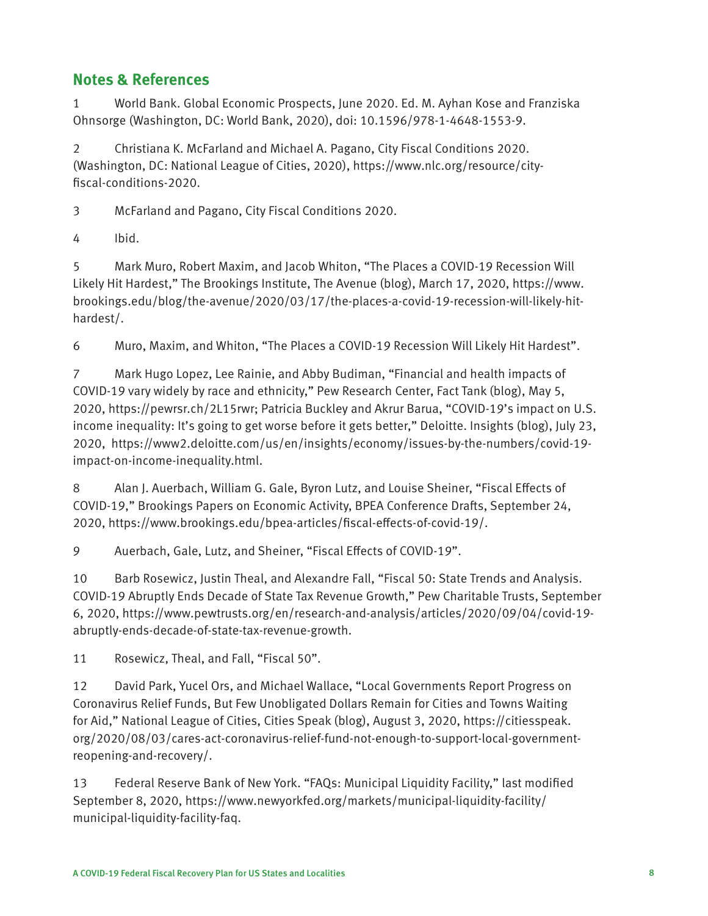## Notes & References

1 World Bank. Global Economic Prospects, June 2020. Ed. M. Ayhan Kose and Franziska Ohnsorge (Washington, DC: World Bank, 2020), doi: 10.1596/978-1-4648-1553-9.

2 Christiana K. McFarland and Michael A. Pagano, City Fiscal Conditions 2020. (Washington, DC: National League of Cities, 2020), https://www.nlc.org/resource/city-fiscal-conditions-2020.

3 McFarland and Pagano, City Fiscal Conditions 2020.

4 Ibid.

5 Mark Muro, Robert Maxim, and Jacob Whiton, "The Places a COVID-19 Recession Will Likely Hit Hardest," The Brookings Institute, The Avenue (blog), March 17, 2020, https://www.brookings.edu/blog/the-avenue/2020/03/17/the-places-a-covid-19-recession-will-likely-hit-hardest/.

6 Muro, Maxim, and Whiton, "The Places a COVID-19 Recession Will Likely Hit Hardest".

7 Mark Hugo Lopez, Lee Rainie, and Abby Budiman, "Financial and health impacts of COVID-19 vary widely by race and ethnicity," Pew Research Center, Fact Tank (blog), May 5, 2020, https://pewrsr.ch/2L15rwr; Patricia Buckley and Akrur Barua, "COVID-19's impact on U.S. income inequality: It's going to get worse before it gets better," Deloitte. Insights (blog), July 23, 2020, https://www2.deloitte.com/us/en/insights/economy/issues-by-the-numbers/covid-19-impact-on-income-inequality.html.

8 Alan J. Auerbach, William G. Gale, Byron Lutz, and Louise Sheiner, "Fiscal Effects of COVID-19," Brookings Papers on Economic Activity, BPEA Conference Drafts, September 24, 2020, https://www.brookings.edu/bpea-articles/fiscal-effects-of-covid-19/.

9 Auerbach, Gale, Lutz, and Sheiner, "Fiscal Effects of COVID-19".

10 Barb Rosewicz, Justin Theal, and Alexandre Fall, "Fiscal 50: State Trends and Analysis. COVID-19 Abruptly Ends Decade of State Tax Revenue Growth," Pew Charitable Trusts, September 6, 2020, https://www.pewtrusts.org/en/research-and-analysis/articles/2020/09/04/covid-19-abruptly-ends-decade-of-state-tax-revenue-growth.

11 Rosewicz, Theal, and Fall, "Fiscal 50".

12 David Park, Yucel Ors, and Michael Wallace, "Local Governments Report Progress on Coronavirus Relief Funds, But Few Unobligated Dollars Remain for Cities and Towns Waiting for Aid," National League of Cities, Cities Speak (blog), August 3, 2020, https://citiesspeak.org/2020/08/03/cares-act-coronavirus-relief-fund-not-enough-to-support-local-government-reopening-and-recovery/.

13 Federal Reserve Bank of New York. "FAQs: Municipal Liquidity Facility," last modified September 8, 2020, https://www.newyorkfed.org/markets/municipal-liquidity-facility/municipal-liquidity-facility-faq.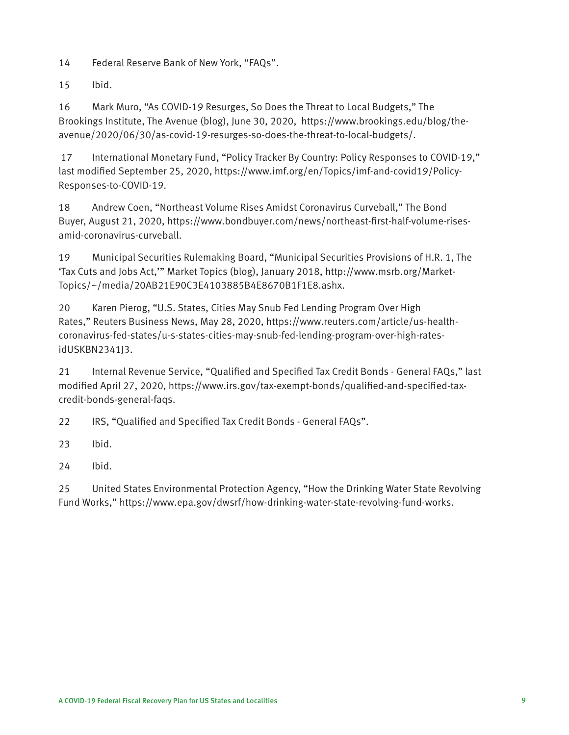14 Federal Reserve Bank of New York, "FAQs".

15 Ibid.

16 Mark Muro, "As COVID-19 Resurges, So Does the Threat to Local Budgets," The Brookings Institute, The Avenue (blog), June 30, 2020, https://www.brookings.edu/blog/the-avenue/2020/06/30/as-covid-19-resurges-so-does-the-threat-to-local-budgets/.

17 International Monetary Fund, "Policy Tracker By Country: Policy Responses to COVID-19," last modified September 25, 2020, https://www.imf.org/en/Topics/imf-and-covid19/Policy-Responses-to-COVID-19.

18 Andrew Coen, "Northeast Volume Rises Amidst Coronavirus Curveball," The Bond Buyer, August 21, 2020, https://www.bondbuyer.com/news/northeast-first-half-volume-rises-amid-coronavirus-curveball.

19 Municipal Securities Rulemaking Board, "Municipal Securities Provisions of H.R. 1, The 'Tax Cuts and Jobs Act,'" Market Topics (blog), January 2018, http://www.msrb.org/Market-Topics/~/media/20AB21E90C3E4103885B4E8670B1F1E8.ashx.

20 Karen Pierog, "U.S. States, Cities May Snub Fed Lending Program Over High Rates," Reuters Business News, May 28, 2020, https://www.reuters.com/article/us-health-coronavirus-fed-states/u-s-states-cities-may-snub-fed-lending-program-over-high-rates-idUSKBN2341J3.

21 Internal Revenue Service, "Qualified and Specified Tax Credit Bonds - General FAQs," last modified April 27, 2020, https://www.irs.gov/tax-exempt-bonds/qualified-and-specified-tax-credit-bonds-general-faqs.

22 IRS, "Qualified and Specified Tax Credit Bonds - General FAQs".

23 Ibid.

24 Ibid.

25 United States Environmental Protection Agency, "How the Drinking Water State Revolving Fund Works," https://www.epa.gov/dwsrf/how-drinking-water-state-revolving-fund-works.